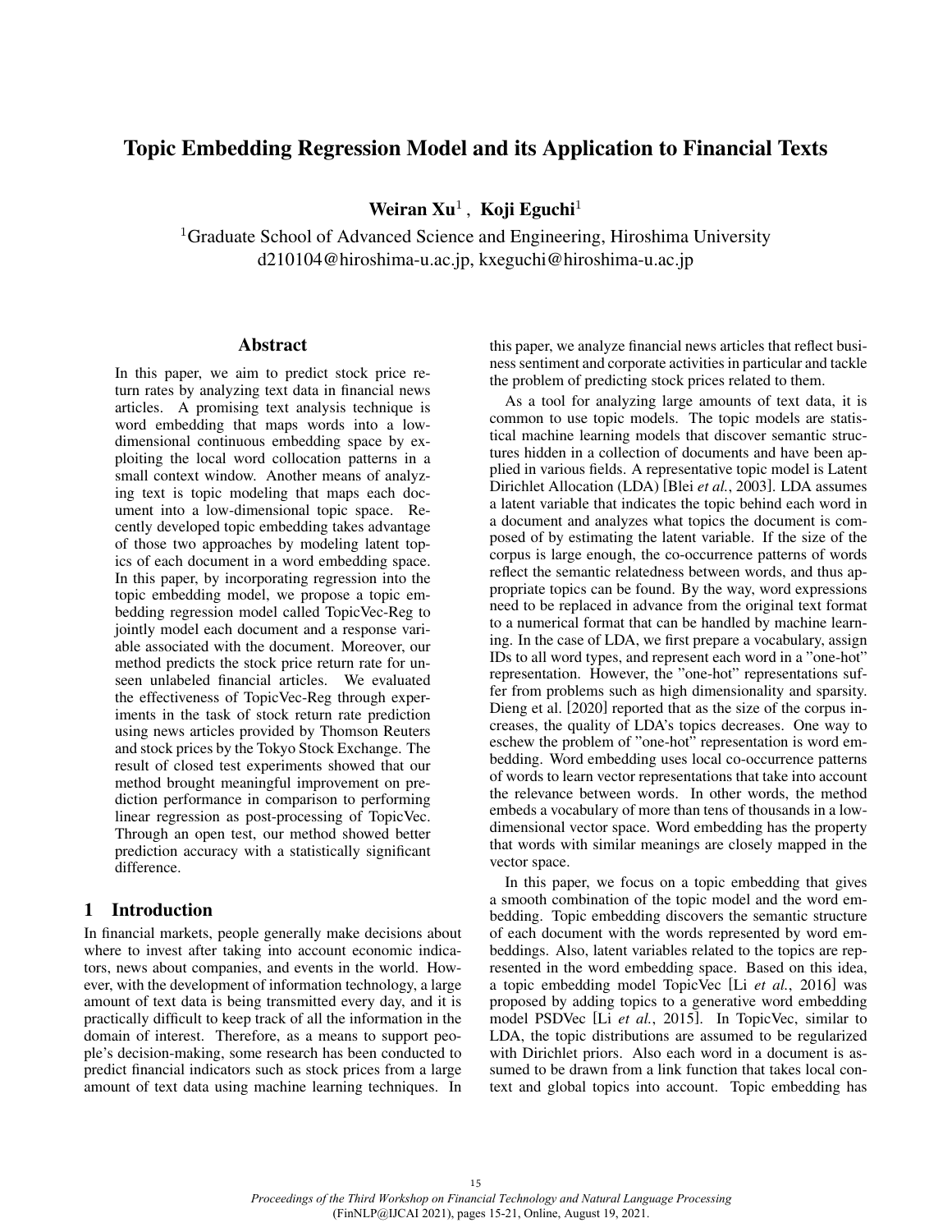# Topic Embedding Regression Model and its Application to Financial Texts

**Weiran Xu**[1], **Koji Eguchi**[1]

[1]Graduate School of Advanced Science and Engineering, Hiroshima University
d210104@hiroshima-u.ac.jp, kxeguchi@hiroshima-u.ac.jp

## Abstract

In this paper, we aim to predict stock price return rates by analyzing text data in financial news articles. A promising text analysis technique is word embedding that maps words into a low-dimensional continuous embedding space by exploiting the local word collocation patterns in a small context window. Another means of analyzing text is topic modeling that maps each document into a low-dimensional topic space. Recently developed topic embedding takes advantage of those two approaches by modeling latent topics of each document in a word embedding space. In this paper, by incorporating regression into the topic embedding model, we propose a topic embedding regression model called TopicVec-Reg to jointly model each document and a response variable associated with the document. Moreover, our method predicts the stock price return rate for unseen unlabeled financial articles. We evaluated the effectiveness of TopicVec-Reg through experiments in the task of stock return rate prediction using news articles provided by Thomson Reuters and stock prices by the Tokyo Stock Exchange. The result of closed test experiments showed that our method brought meaningful improvement on prediction performance in comparison to performing linear regression as post-processing of TopicVec. Through an open test, our method showed better prediction accuracy with a statistically significant difference.

## 1 Introduction

In financial markets, people generally make decisions about where to invest after taking into account economic indicators, news about companies, and events in the world. However, with the development of information technology, a large amount of text data is being transmitted every day, and it is practically difficult to keep track of all the information in the domain of interest. Therefore, as a means to support people's decision-making, some research has been conducted to predict financial indicators such as stock prices from a large amount of text data using machine learning techniques. In this paper, we analyze financial news articles that reflect business sentiment and corporate activities in particular and tackle the problem of predicting stock prices related to them.

As a tool for analyzing large amounts of text data, it is common to use topic models. The topic models are statistical machine learning models that discover semantic structures hidden in a collection of documents and have been applied in various fields. A representative topic model is Latent Dirichlet Allocation (LDA) [Blei *et al.*, 2003]. LDA assumes a latent variable that indicates the topic behind each word in a document and analyzes what topics the document is composed of by estimating the latent variable. If the size of the corpus is large enough, the co-occurrence patterns of words reflect the semantic relatedness between words, and thus appropriate topics can be found. By the way, word expressions need to be replaced in advance from the original text format to a numerical format that can be handled by machine learning. In the case of LDA, we first prepare a vocabulary, assign IDs to all word types, and represent each word in a "one-hot" representation. However, the "one-hot" representations suffer from problems such as high dimensionality and sparsity. Dieng et al. [2020] reported that as the size of the corpus increases, the quality of LDA's topics decreases. One way to eschew the problem of "one-hot" representation is word embedding. Word embedding uses local co-occurrence patterns of words to learn vector representations that take into account the relevance between words. In other words, the method embeds a vocabulary of more than tens of thousands in a low-dimensional vector space. Word embedding has the property that words with similar meanings are closely mapped in the vector space.

In this paper, we focus on a topic embedding that gives a smooth combination of the topic model and the word embedding. Topic embedding discovers the semantic structure of each document with the words represented by word embeddings. Also, latent variables related to the topics are represented in the word embedding space. Based on this idea, a topic embedding model TopicVec [Li *et al.*, 2016] was proposed by adding topics to a generative word embedding model PSDVec [Li *et al.*, 2015]. In TopicVec, similar to LDA, the topic distributions are assumed to be regularized with Dirichlet priors. Also each word in a document is assumed to be drawn from a link function that takes local context and global topics into account. Topic embedding has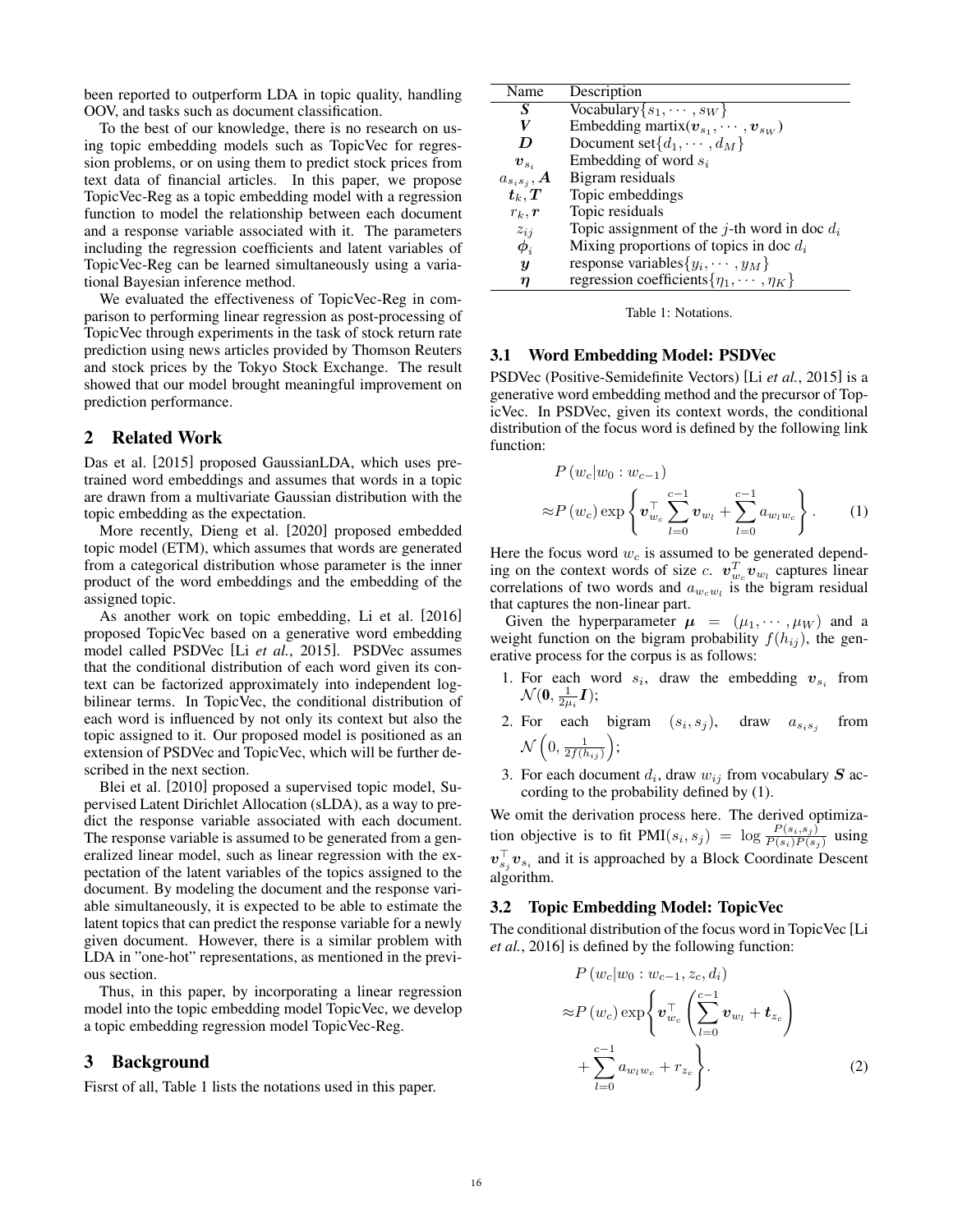been reported to outperform LDA in topic quality, handling OOV, and tasks such as document classification.

To the best of our knowledge, there is no research on using topic embedding models such as TopicVec for regression problems, or on using them to predict stock prices from text data of financial articles. In this paper, we propose TopicVec-Reg as a topic embedding model with a regression function to model the relationship between each document and a response variable associated with it. The parameters including the regression coefficients and latent variables of TopicVec-Reg can be learned simultaneously using a variational Bayesian inference method.

We evaluated the effectiveness of TopicVec-Reg in comparison to performing linear regression as post-processing of TopicVec through experiments in the task of stock return rate prediction using news articles provided by Thomson Reuters and stock prices by the Tokyo Stock Exchange. The result showed that our model brought meaningful improvement on prediction performance.

## 2 Related Work

Das et al. [2015] proposed GaussianLDA, which uses pretrained word embeddings and assumes that words in a topic are drawn from a multivariate Gaussian distribution with the topic embedding as the expectation.

More recently, Dieng et al. [2020] proposed embedded topic model (ETM), which assumes that words are generated from a categorical distribution whose parameter is the inner product of the word embeddings and the embedding of the assigned topic.

As another work on topic embedding, Li et al. [2016] proposed TopicVec based on a generative word embedding model called PSDVec [Li *et al.*, 2015]. PSDVec assumes that the conditional distribution of each word given its context can be factorized approximately into independent log-bilinear terms. In TopicVec, the conditional distribution of each word is influenced by not only its context but also the topic assigned to it. Our proposed model is positioned as an extension of PSDVec and TopicVec, which will be further described in the next section.

Blei et al. [2010] proposed a supervised topic model, Supervised Latent Dirichlet Allocation (sLDA), as a way to predict the response variable associated with each document. The response variable is assumed to be generated from a generalized linear model, such as linear regression with the expectation of the latent variables of the topics assigned to the document. By modeling the document and the response variable simultaneously, it is expected to be able to estimate the latent topics that can predict the response variable for a newly given document. However, there is a similar problem with LDA in "one-hot" representations, as mentioned in the previous section.

Thus, in this paper, by incorporating a linear regression model into the topic embedding model TopicVec, we develop a topic embedding regression model TopicVec-Reg.

## 3 Background

Fisrst of all, Table 1 lists the notations used in this paper.

| Name | Description |
|---|---|
| $\boldsymbol{S}$ | Vocabulary$\{s_1, \cdots, s_W\}$ |
| $\boldsymbol{V}$ | Embedding martix$(\boldsymbol{v}_{s_1}, \cdots, \boldsymbol{v}_{s_W})$ |
| $\boldsymbol{D}$ | Document set$\{d_1, \cdots, d_M\}$ |
| $\boldsymbol{v}_{s_i}$ | Embedding of word $s_i$ |
| $a_{s_i s_j}, \boldsymbol{A}$ | Bigram residuals |
| $\boldsymbol{t}_k, \boldsymbol{T}$ | Topic embeddings |
| $r_k, \boldsymbol{r}$ | Topic residuals |
| $z_{ij}$ | Topic assignment of the $j$-th word in doc $d_i$ |
| $\boldsymbol{\phi}_i$ | Mixing proportions of topics in doc $d_i$ |
| $\boldsymbol{y}$ | response variables$\{y_i, \cdots, y_M\}$ |
| $\boldsymbol{\eta}$ | regression coefficients$\{\eta_1, \cdots, \eta_K\}$ |

Table 1: Notations.

### 3.1 Word Embedding Model: PSDVec

PSDVec (Positive-Semidefinite Vectors) [Li *et al.*, 2015] is a generative word embedding method and the precursor of TopicVec. In PSDVec, given its context words, the conditional distribution of the focus word is defined by the following link function:

$$
\begin{aligned}
&P\left(w_c | w_0 : w_{c-1}\right) \\
\approx &P\left(w_c\right) \exp\left\{\boldsymbol{v}_{w_c}^{\top} \sum_{l=0}^{c-1} \boldsymbol{v}_{w_l} + \sum_{l=0}^{c-1} a_{w_l w_c}\right\}. \qquad (1)
\end{aligned}
$$

Here the focus word $w_c$ is assumed to be generated depending on the context words of size $c$. $\boldsymbol{v}_{w_c}^{T} \boldsymbol{v}_{w_l}$ captures linear correlations of two words and $a_{w_c w_l}$ is the bigram residual that captures the non-linear part.

Given the hyperparameter $\boldsymbol{\mu} = (\mu_1, \cdots, \mu_W)$ and a weight function on the bigram probability $f(h_{ij})$, the generative process for the corpus is as follows:

1. For each word $s_i$, draw the embedding $\boldsymbol{v}_{s_i}$ from $\mathcal{N}(\boldsymbol{0}, \frac{1}{2\mu_i}\boldsymbol{I})$;
2. For each bigram $(s_i, s_j)$, draw $a_{s_i s_j}$ from $\mathcal{N}\left(0, \frac{1}{2f(h_{ij})}\right)$;
3. For each document $d_i$, draw $w_{ij}$ from vocabulary $\boldsymbol{S}$ according to the probability defined by (1).

We omit the derivation process here. The derived optimization objective is to fit $\mathrm{PMI}(s_i, s_j) = \log \frac{P(s_i, s_j)}{P(s_i)P(s_j)}$ using $\boldsymbol{v}_{s_j}^{\top} \boldsymbol{v}_{s_i}$ and it is approached by a Block Coordinate Descent algorithm.

### 3.2 Topic Embedding Model: TopicVec

The conditional distribution of the focus word in TopicVec [Li *et al.*, 2016] is defined by the following function:

$$
\begin{aligned}
&P\left(w_c | w_0 : w_{c-1}, z_c, d_i\right) \\
\approx &P\left(w_c\right) \exp\left\{\boldsymbol{v}_{w_c}^{\top}\left(\sum_{l=0}^{c-1} \boldsymbol{v}_{w_l} + \boldsymbol{t}_{z_c}\right)\right. \\
&\left. + \sum_{l=0}^{c-1} a_{w_l w_c} + r_{z_c}\right\}. \qquad (2)
\end{aligned}
$$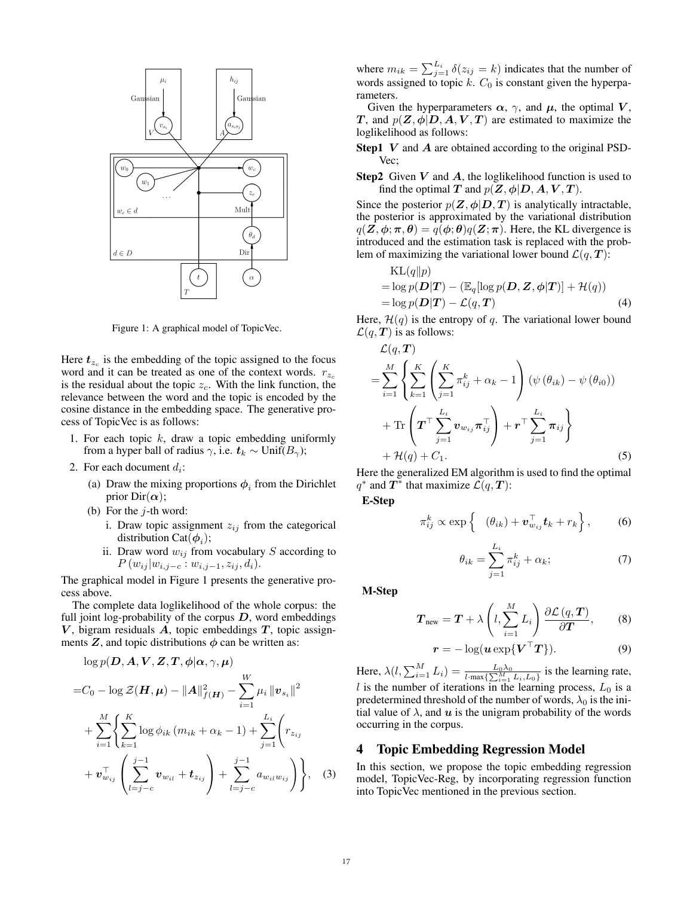Figure 1: A graphical model of TopicVec.

Here $\boldsymbol{t}_{z_c}$ is the embedding of the topic assigned to the focus word and it can be treated as one of the context words. $r_{z_c}$ is the residual about the topic $z_c$. With the link function, the relevance between the word and the topic is encoded by the cosine distance in the embedding space. The generative process of TopicVec is as follows:

1. For each topic $k$, draw a topic embedding uniformly from a hyper ball of radius $\gamma$, i.e. $\boldsymbol{t}_k \sim \text{Unif}(B_\gamma)$;
2. For each document $d_i$:
   (a) Draw the mixing proportions $\boldsymbol{\phi}_i$ from the Dirichlet prior $\text{Dir}(\boldsymbol{\alpha})$;
   (b) For the $j$-th word:
      i. Draw topic assignment $z_{ij}$ from the categorical distribution $\text{Cat}(\boldsymbol{\phi}_i)$;
      ii. Draw word $w_{ij}$ from vocabulary $S$ according to $P\left(w_{ij}|w_{i,j-c} : w_{i,j-1}, z_{ij}, d_i\right)$.

The graphical model in Figure 1 presents the generative process above.

The complete data loglikelihood of the whole corpus: the full joint log-probability of the corpus $\boldsymbol{D}$, word embeddings $\boldsymbol{V}$, bigram residuals $\boldsymbol{A}$, topic embeddings $\boldsymbol{T}$, topic assignments $\boldsymbol{Z}$, and topic distributions $\boldsymbol{\phi}$ can be written as:

$$
\begin{aligned}
&\log p(\boldsymbol{D}, \boldsymbol{A}, \boldsymbol{V}, \boldsymbol{Z}, \boldsymbol{T}, \boldsymbol{\phi}|\boldsymbol{\alpha}, \gamma, \boldsymbol{\mu}) \\
=&C_0 - \log \mathcal{Z}(\boldsymbol{H}, \boldsymbol{\mu}) - \|\boldsymbol{A}\|^2_{f(\boldsymbol{H})} - \sum_{i=1}^{W} \mu_i \left\|\boldsymbol{v}_{s_i}\right\|^2 \\
&+ \sum_{i=1}^{M} \Bigg\{ \sum_{k=1}^{K} \log \phi_{ik} \left(m_{ik} + \alpha_k - 1\right) + \sum_{j=1}^{L_i} \Bigg( r_{z_{ij}} \\
&+ \boldsymbol{v}_{w_{ij}}^\top \left( \sum_{l=j-c}^{j-1} \boldsymbol{v}_{w_{il}} + \boldsymbol{t}_{z_{ij}} \right) + \sum_{l=j-c}^{j-1} a_{w_{il}w_{ij}} \Bigg) \Bigg\}, \quad (3)
\end{aligned}
$$

where $m_{ik} = \sum_{j=1}^{L_i} \delta(z_{ij} = k)$ indicates that the number of words assigned to topic $k$. $C_0$ is constant given the hyperparameters.

Given the hyperparameters $\boldsymbol{\alpha}$, $\gamma$, and $\boldsymbol{\mu}$, the optimal $\boldsymbol{V}$, $\boldsymbol{T}$, and $p(\boldsymbol{Z}, \boldsymbol{\phi}|\boldsymbol{D}, \boldsymbol{A}, \boldsymbol{V}, \boldsymbol{T})$ are estimated to maximize the loglikelihood as follows:

**Step1** $\boldsymbol{V}$ and $\boldsymbol{A}$ are obtained according to the original PSD-Vec;

**Step2** Given $\boldsymbol{V}$ and $\boldsymbol{A}$, the loglikelihood function is used to find the optimal $\boldsymbol{T}$ and $p(\boldsymbol{Z}, \boldsymbol{\phi}|\boldsymbol{D}, \boldsymbol{A}, \boldsymbol{V}, \boldsymbol{T})$.

Since the posterior $p(\boldsymbol{Z}, \boldsymbol{\phi}|\boldsymbol{D}, \boldsymbol{T})$ is analytically intractable, the posterior is approximated by the variational distribution $q(\boldsymbol{Z}, \boldsymbol{\phi}; \boldsymbol{\pi}, \boldsymbol{\theta}) = q(\boldsymbol{\phi}; \boldsymbol{\theta})q(\boldsymbol{Z}; \boldsymbol{\pi})$. Here, the KL divergence is introduced and the estimation task is replaced with the problem of maximizing the variational lower bound $\mathcal{L}(q, \boldsymbol{T})$:

$$
\begin{aligned}
&\text{KL}(q\|p) \\
&= \log p(\boldsymbol{D}|\boldsymbol{T}) - (\mathbb{E}_q[\log p(\boldsymbol{D}, \boldsymbol{Z}, \boldsymbol{\phi}|\boldsymbol{T})] + \mathcal{H}(q)) \\
&= \log p(\boldsymbol{D}|\boldsymbol{T}) - \mathcal{L}(q, \boldsymbol{T}) \quad (4)
\end{aligned}
$$

Here, $\mathcal{H}(q)$ is the entropy of $q$. The variational lower bound $\mathcal{L}(q, \boldsymbol{T})$ is as follows:

$$
\begin{aligned}
&\mathcal{L}(q, \boldsymbol{T}) \\
=& \sum_{i=1}^{M} \Bigg\{ \sum_{k=1}^{K} \left( \sum_{j=1}^{K} \pi_{ij}^k + \alpha_k - 1 \right) \left(\psi\left(\theta_{ik}\right) - \psi\left(\theta_{i0}\right)\right) \\
&+ \text{Tr}\left( \boldsymbol{T}^\top \sum_{j=1}^{L_i} \boldsymbol{v}_{w_{ij}} \boldsymbol{\pi}_{ij}^\top \right) + \boldsymbol{r}^\top \sum_{j=1}^{L_i} \boldsymbol{\pi}_{ij} \Bigg\} \\
&+ \mathcal{H}(q) + C_1. \quad (5)
\end{aligned}
$$

Here the generalized EM algorithm is used to find the optimal $q^*$ and $\boldsymbol{T}^*$ that maximize $\mathcal{L}(q, \boldsymbol{T})$:

**E-Step**

$$
\pi_{ij}^k \propto \exp\left\{ \quad (\theta_{ik}) + \boldsymbol{v}_{w_{ij}}^\top \boldsymbol{t}_k + r_k \right\}, \quad (6)
$$

$$
\theta_{ik} = \sum_{j=1}^{L_i} \pi_{ij}^k + \alpha_k; \quad (7)
$$

**M-Step**

$$
\boldsymbol{T}_{\text{new}} = \boldsymbol{T} + \lambda \left( l, \sum_{i=1}^{M} L_i \right) \frac{\partial \mathcal{L}\left(q, \boldsymbol{T}\right)}{\partial \boldsymbol{T}}, \quad (8)
$$

$$
\boldsymbol{r} = -\log(\boldsymbol{u} \exp\{\boldsymbol{V}^\top \boldsymbol{T}\}). \quad (9)
$$

Here, $\lambda(l, \sum_{i=1}^{M} L_i) = \frac{L_0 \lambda_0}{l \cdot \max\{\sum_{i=1}^{M} L_i, L_0\}}$ is the learning rate, $l$ is the number of iterations in the learning process, $L_0$ is a predetermined threshold of the number of words, $\lambda_0$ is the initial value of $\lambda$, and $\boldsymbol{u}$ is the unigram probability of the words occurring in the corpus.

## 4 Topic Embedding Regression Model

In this section, we propose the topic embedding regression model, TopicVec-Reg, by incorporating regression function into TopicVec mentioned in the previous section.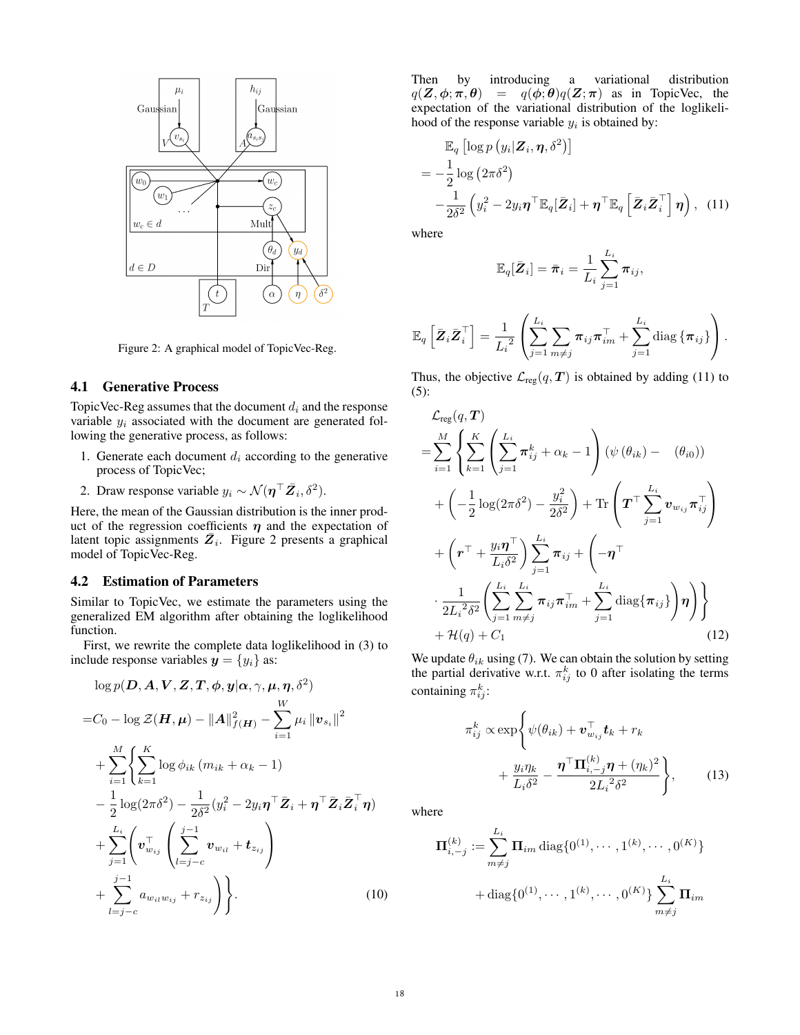Figure 2: A graphical model of TopicVec-Reg.

### 4.1 Generative Process

TopicVec-Reg assumes that the document $d_i$ and the response variable $y_i$ associated with the document are generated following the generative process, as follows:

1. Generate each document $d_i$ according to the generative process of TopicVec;
2. Draw response variable $y_i \sim \mathcal{N}(\boldsymbol{\eta}^\top \bar{\boldsymbol{Z}}_i, \delta^2)$.

Here, the mean of the Gaussian distribution is the inner product of the regression coefficients $\boldsymbol{\eta}$ and the expectation of latent topic assignments $\bar{\boldsymbol{Z}}_i$. Figure 2 presents a graphical model of TopicVec-Reg.

### 4.2 Estimation of Parameters

Similar to TopicVec, we estimate the parameters using the generalized EM algorithm after obtaining the loglikelihood function.

First, we rewrite the complete data loglikelihood in (3) to include response variables $\boldsymbol{y} = \{y_i\}$ as:

$$
\begin{aligned}
&\log p(\boldsymbol{D}, \boldsymbol{A}, \boldsymbol{V}, \boldsymbol{Z}, \boldsymbol{T}, \boldsymbol{\phi}, \boldsymbol{y} | \boldsymbol{\alpha}, \gamma, \boldsymbol{\mu}, \boldsymbol{\eta}, \delta^2) \\
=& C_0 - \log \mathcal{Z}(\boldsymbol{H}, \boldsymbol{\mu}) - \|\boldsymbol{A}\|^2_{f(\boldsymbol{H})} - \sum_{i=1}^{W} \mu_i \|\boldsymbol{v}_{s_i}\|^2 \\
&+ \sum_{i=1}^{M} \Bigg\{ \sum_{k=1}^{K} \log \phi_{ik} (m_{ik} + \alpha_k - 1) \\
&- \frac{1}{2} \log(2\pi\delta^2) - \frac{1}{2\delta^2} (y_i^2 - 2 y_i \boldsymbol{\eta}^\top \bar{\boldsymbol{Z}}_i + \boldsymbol{\eta}^\top \bar{\boldsymbol{Z}}_i \bar{\boldsymbol{Z}}_i^\top \boldsymbol{\eta}) \\
&+ \sum_{j=1}^{L_i} \Bigg( \boldsymbol{v}_{w_{ij}}^\top \Bigg( \sum_{l=j-c}^{j-1} \boldsymbol{v}_{w_{il}} + \boldsymbol{t}_{z_{ij}} \Bigg) \\
&+ \sum_{l=j-c}^{j-1} a_{w_{il} w_{ij}} + r_{z_{ij}} \Bigg) \Bigg\}. \qquad (10)
\end{aligned}
$$

Then by introducing a variational distribution $q(\boldsymbol{Z}, \boldsymbol{\phi}; \boldsymbol{\pi}, \boldsymbol{\theta}) = q(\boldsymbol{\phi}; \boldsymbol{\theta}) q(\boldsymbol{Z}; \boldsymbol{\pi})$ as in TopicVec, the expectation of the variational distribution of the loglikelihood of the response variable $y_i$ is obtained by:

$$
\begin{aligned}
&\mathbb{E}_q \left[ \log p\left(y_i | \boldsymbol{Z}_i, \boldsymbol{\eta}, \delta^2\right) \right] \\
=& -\frac{1}{2} \log\left(2\pi\delta^2\right) \\
&- \frac{1}{2\delta^2} \left( y_i^2 - 2 y_i \boldsymbol{\eta}^\top \mathbb{E}_q[\bar{\boldsymbol{Z}}_i] + \boldsymbol{\eta}^\top \mathbb{E}_q\left[\bar{\boldsymbol{Z}}_i \bar{\boldsymbol{Z}}_i^\top\right] \boldsymbol{\eta} \right), \quad (11)
\end{aligned}
$$

where

$$
\mathbb{E}_q[\bar{\boldsymbol{Z}}_i] = \bar{\boldsymbol{\pi}}_i = \frac{1}{L_i} \sum_{j=1}^{L_i} \boldsymbol{\pi}_{ij},
$$

$$
\mathbb{E}_q\left[\bar{\boldsymbol{Z}}_i \bar{\boldsymbol{Z}}_i^\top\right] = \frac{1}{{L_i}^2} \left( \sum_{j=1}^{L_i} \sum_{m \neq j} \boldsymbol{\pi}_{ij} \boldsymbol{\pi}_{im}^\top + \sum_{j=1}^{L_i} \operatorname{diag}\left\{\boldsymbol{\pi}_{ij}\right\} \right).
$$

Thus, the objective $\mathcal{L}_{\text{reg}}(q, \boldsymbol{T})$ is obtained by adding (11) to (5):

$$
\begin{aligned}
&\mathcal{L}_{\text{reg}}(q, \boldsymbol{T}) \\
=& \sum_{i=1}^{M} \Bigg\{ \sum_{k=1}^{K} \left( \sum_{j=1}^{L_i} \pi_{ij}^k + \alpha_k - 1 \right) \left(\psi\left(\theta_{ik}\right) - \quad (\theta_{i0})\right) \\
&+ \left( -\frac{1}{2} \log(2\pi\delta^2) - \frac{y_i^2}{2\delta^2} \right) + \operatorname{Tr}\left( \boldsymbol{T}^\top \sum_{j=1}^{L_i} \boldsymbol{v}_{w_{ij}} \boldsymbol{\pi}_{ij}^\top \right) \\
&+ \left( \boldsymbol{r}^\top + \frac{y_i \boldsymbol{\eta}^\top}{L_i \delta^2} \right) \sum_{j=1}^{L_i} \boldsymbol{\pi}_{ij} + \Bigg( -\boldsymbol{\eta}^\top \\
&\cdot \frac{1}{2{L_i}^2 \delta^2} \left( \sum_{j=1}^{L_i} \sum_{m \neq j}^{L_i} \boldsymbol{\pi}_{ij} \boldsymbol{\pi}_{im}^\top + \sum_{j=1}^{L_i} \operatorname{diag}\{\boldsymbol{\pi}_{ij}\} \right) \boldsymbol{\eta} \Bigg) \Bigg\} \\
&+ \mathcal{H}(q) + C_1 \qquad (12)
\end{aligned}
$$

We update $\theta_{ik}$ using (7). We can obtain the solution by setting the partial derivative w.r.t. $\pi_{ij}^k$ to 0 after isolating the terms containing $\pi_{ij}^k$:

$$
\begin{aligned}
\pi_{ij}^k \propto \exp\Bigg\{ &\psi(\theta_{ik}) + \boldsymbol{v}_{w_{ij}}^\top \boldsymbol{t}_k + r_k \\
&+ \frac{y_i \eta_k}{L_i \delta^2} - \frac{\boldsymbol{\eta}^\top \boldsymbol{\Pi}_{i,-j}^{(k)} \boldsymbol{\eta} + (\eta_k)^2}{2{L_i}^2 \delta^2} \Bigg\}, \qquad (13)
\end{aligned}
$$

where

$$
\begin{aligned}
\boldsymbol{\Pi}_{i,-j}^{(k)} :=& \sum_{m \neq j}^{L_i} \boldsymbol{\Pi}_{im} \operatorname{diag}\{0^{(1)}, \cdots, 1^{(k)}, \cdots, 0^{(K)}\} \\
&+ \operatorname{diag}\{0^{(1)}, \cdots, 1^{(k)}, \cdots, 0^{(K)}\} \sum_{m \neq j}^{L_i} \boldsymbol{\Pi}_{im}
\end{aligned}
$$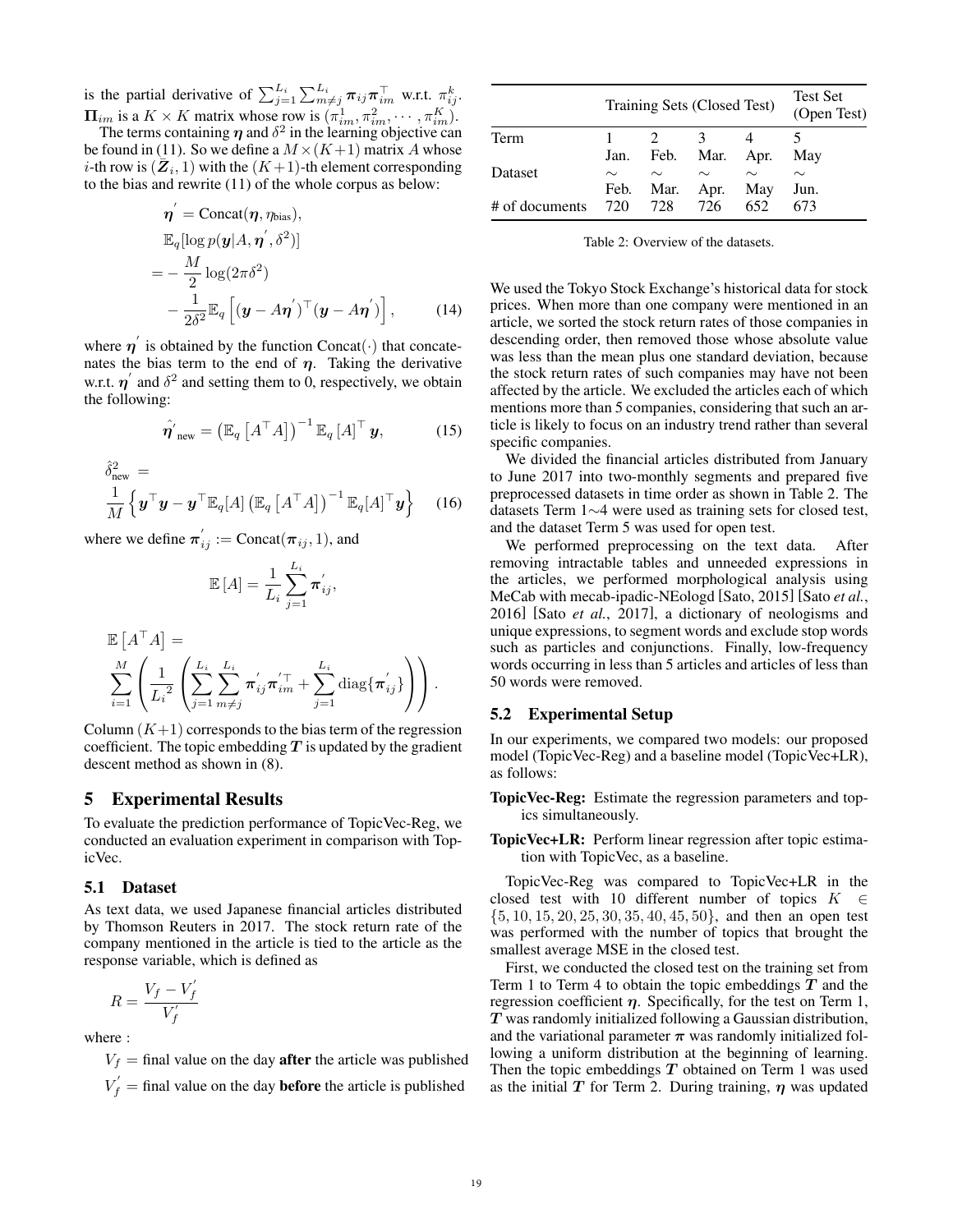is the partial derivative of $\sum_{j=1}^{L_i}\sum_{m\neq j}^{L_i} \boldsymbol{\pi}_{ij}\boldsymbol{\pi}_{im}^{\top}$ w.r.t. $\pi_{ij}^k$. $\boldsymbol{\Pi}_{im}$ is a $K \times K$ matrix whose row is $(\pi_{im}^1, \pi_{im}^2, \cdots, \pi_{im}^K)$.

The terms containing $\boldsymbol{\eta}$ and $\delta^2$ in the learning objective can be found in (11). So we define a $M \times (K+1)$ matrix $A$ whose $i$-th row is $(\bar{\boldsymbol{Z}}_i, 1)$ with the $(K+1)$-th element corresponding to the bias and rewrite (11) of the whole corpus as below:

$$
\begin{aligned}
&\boldsymbol{\eta}^{'} = \mathrm{Concat}(\boldsymbol{\eta}, \eta_{\text{bias}}), \\
&\mathbb{E}_q[\log p(\boldsymbol{y}|A, \boldsymbol{\eta}^{'}, \delta^2)] \\
= &-\frac{M}{2}\log(2\pi\delta^2) \\
&-\frac{1}{2\delta^2}\mathbb{E}_q\left[(\boldsymbol{y} - A\boldsymbol{\eta}^{'})^{\top}(\boldsymbol{y} - A\boldsymbol{\eta}^{'})\right], \qquad (14)
\end{aligned}
$$

where $\boldsymbol{\eta}^{'}$ is obtained by the function $\mathrm{Concat}(\cdot)$ that concatenates the bias term to the end of $\boldsymbol{\eta}$. Taking the derivative w.r.t. $\boldsymbol{\eta}^{'}$ and $\delta^2$ and setting them to 0, respectively, we obtain the following:

$$
\hat{\boldsymbol{\eta}}^{'}_{\text{new}} = \left(\mathbb{E}_q\left[A^{\top}A\right]\right)^{-1}\mathbb{E}_q\left[A\right]^{\top}\boldsymbol{y}, \qquad (15)
$$

$$
\hat{\delta}^2_{\text{new}} = \frac{1}{M}\left\{\boldsymbol{y}^{\top}\boldsymbol{y} - \boldsymbol{y}^{\top}\mathbb{E}_q[A]\left(\mathbb{E}_q\left[A^{\top}A\right]\right)^{-1}\mathbb{E}_q[A]^{\top}\boldsymbol{y}\right\} \qquad (16)
$$

where we define $\boldsymbol{\pi}_{ij}^{'} := \mathrm{Concat}(\boldsymbol{\pi}_{ij}, 1)$, and

$$
\mathbb{E}\left[A\right] = \frac{1}{L_i}\sum_{j=1}^{L_i}\boldsymbol{\pi}_{ij}^{'},
$$

$$
\mathbb{E}\left[A^{\top}A\right] = \sum_{i=1}^{M}\left(\frac{1}{{L_i}^2}\left(\sum_{j=1}^{L_i}\sum_{m\neq j}^{L_i}\boldsymbol{\pi}_{ij}^{'}\boldsymbol{\pi}_{im}^{'\top} + \sum_{j=1}^{L_i}\mathrm{diag}\{\boldsymbol{\pi}_{ij}^{'}\}\right)\right).
$$

Column $(K+1)$ corresponds to the bias term of the regression coefficient. The topic embedding $\boldsymbol{T}$ is updated by the gradient descent method as shown in (8).

# 5 Experimental Results

To evaluate the prediction performance of TopicVec-Reg, we conducted an evaluation experiment in comparison with TopicVec.

## 5.1 Dataset

As text data, we used Japanese financial articles distributed by Thomson Reuters in 2017. The stock return rate of the company mentioned in the article is tied to the article as the response variable, which is defined as

$$
R = \frac{V_f - V_f^{'}}{V_f^{'}}
$$

where :

$V_f$ = final value on the day **after** the article was published

$V_f^{'}$ = final value on the day **before** the article is published

| | Training Sets (Closed Test) | | | | Test Set (Open Test) |
|---|---|---|---|---|---|
| Term | 1 | 2 | 3 | 4 | 5 |
| Dataset | Jan. ∼ Feb. | Feb. ∼ Mar. | Mar. ∼ Apr. | Apr. ∼ May | May ∼ Jun. |
| # of documents | 720 | 728 | 726 | 652 | 673 |

Table 2: Overview of the datasets.

We used the Tokyo Stock Exchange's historical data for stock prices. When more than one company were mentioned in an article, we sorted the stock return rates of those companies in descending order, then removed those whose absolute value was less than the mean plus one standard deviation, because the stock return rates of such companies may have not been affected by the article. We excluded the articles each of which mentions more than 5 companies, considering that such an article is likely to focus on an industry trend rather than several specific companies.

We divided the financial articles distributed from January to June 2017 into two-monthly segments and prepared five preprocessed datasets in time order as shown in Table 2. The datasets Term 1∼4 were used as training sets for closed test, and the dataset Term 5 was used for open test.

We performed preprocessing on the text data. After removing intractable tables and unneeded expressions in the articles, we performed morphological analysis using MeCab with mecab-ipadic-NEologd [Sato, 2015] [Sato *et al.*, 2016] [Sato *et al.*, 2017], a dictionary of neologisms and unique expressions, to segment words and exclude stop words such as particles and conjunctions. Finally, low-frequency words occurring in less than 5 articles and articles of less than 50 words were removed.

## 5.2 Experimental Setup

In our experiments, we compared two models: our proposed model (TopicVec-Reg) and a baseline model (TopicVec+LR), as follows:

- **TopicVec-Reg:** Estimate the regression parameters and topics simultaneously.
- **TopicVec+LR:** Perform linear regression after topic estimation with TopicVec, as a baseline.

TopicVec-Reg was compared to TopicVec+LR in the closed test with 10 different number of topics $K \in \{5, 10, 15, 20, 25, 30, 35, 40, 45, 50\}$, and then an open test was performed with the number of topics that brought the smallest average MSE in the closed test.

First, we conducted the closed test on the training set from Term 1 to Term 4 to obtain the topic embeddings $\boldsymbol{T}$ and the regression coefficient $\boldsymbol{\eta}$. Specifically, for the test on Term 1, $\boldsymbol{T}$ was randomly initialized following a Gaussian distribution, and the variational parameter $\boldsymbol{\pi}$ was randomly initialized following a uniform distribution at the beginning of learning. Then the topic embeddings $\boldsymbol{T}$ obtained on Term 1 was used as the initial $\boldsymbol{T}$ for Term 2. During training, $\boldsymbol{\eta}$ was updated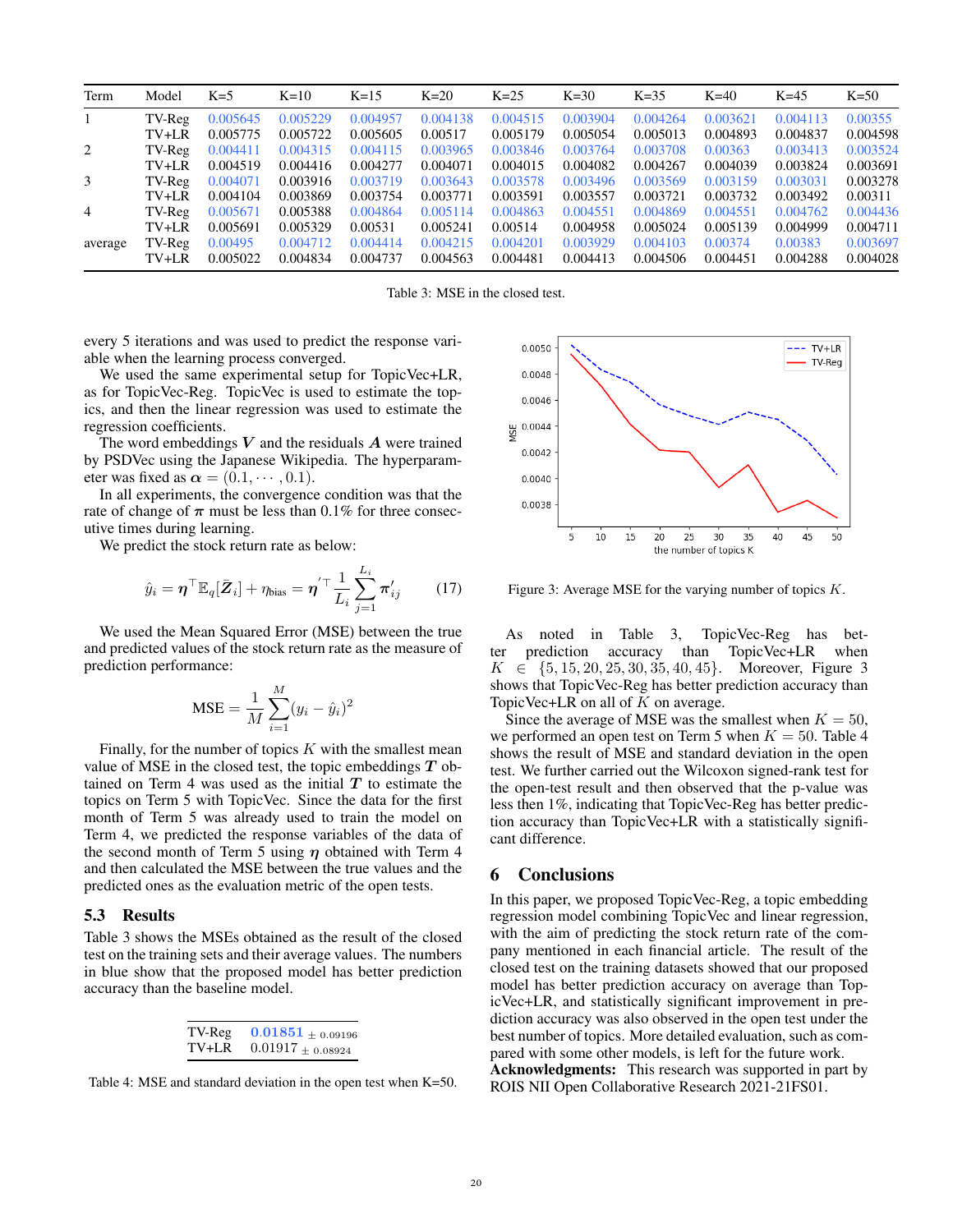| Term | Model | K=5 | K=10 | K=15 | K=20 | K=25 | K=30 | K=35 | K=40 | K=45 | K=50 |
|---|---|---|---|---|---|---|---|---|---|---|---|
| 1 | TV-Reg | 0.005645 | 0.005229 | 0.004957 | 0.004138 | 0.004515 | 0.003904 | 0.004264 | 0.003621 | 0.004113 | 0.00355 |
| | TV+LR | 0.005775 | 0.005722 | 0.005605 | 0.00517 | 0.005179 | 0.005054 | 0.005013 | 0.004893 | 0.004837 | 0.004598 |
| 2 | TV-Reg | 0.004411 | 0.004315 | 0.004115 | 0.003965 | 0.003846 | 0.003764 | 0.003708 | 0.00363 | 0.003413 | 0.003524 |
| | TV+LR | 0.004519 | 0.004416 | 0.004277 | 0.004071 | 0.004015 | 0.004082 | 0.004267 | 0.004039 | 0.003824 | 0.003691 |
| 3 | TV-Reg | 0.004071 | 0.003916 | 0.003719 | 0.003643 | 0.003578 | 0.003496 | 0.003569 | 0.003159 | 0.003031 | 0.003278 |
| | TV+LR | 0.004104 | 0.003869 | 0.003754 | 0.003771 | 0.003591 | 0.003557 | 0.003721 | 0.003732 | 0.003492 | 0.00311 |
| 4 | TV-Reg | 0.005671 | 0.005388 | 0.004864 | 0.005114 | 0.004863 | 0.004551 | 0.004869 | 0.004551 | 0.004762 | 0.004436 |
| | TV+LR | 0.005691 | 0.005329 | 0.00531 | 0.005241 | 0.00514 | 0.004958 | 0.005024 | 0.005139 | 0.004999 | 0.004711 |
| average | TV-Reg | 0.00495 | 0.004712 | 0.004414 | 0.004215 | 0.004201 | 0.003929 | 0.004103 | 0.00374 | 0.00383 | 0.003697 |
| | TV+LR | 0.005022 | 0.004834 | 0.004737 | 0.004563 | 0.004481 | 0.004413 | 0.004506 | 0.004451 | 0.004288 | 0.004028 |

Table 3: MSE in the closed test.

every 5 iterations and was used to predict the response variable when the learning process converged.

We used the same experimental setup for TopicVec+LR, as for TopicVec-Reg. TopicVec is used to estimate the topics, and then the linear regression was used to estimate the regression coefficients.

The word embeddings $\boldsymbol{V}$ and the residuals $\boldsymbol{A}$ were trained by PSDVec using the Japanese Wikipedia. The hyperparameter was fixed as $\boldsymbol{\alpha} = (0.1, \cdots, 0.1)$.

In all experiments, the convergence condition was that the rate of change of $\boldsymbol{\pi}$ must be less than 0.1% for three consecutive times during learning.

We predict the stock return rate as below:

$$\hat{y}_i = \boldsymbol{\eta}^\top \mathbb{E}_q[\bar{\boldsymbol{Z}}_i] + \eta_{\text{bias}} = \boldsymbol{\eta}^{'\top} \frac{1}{L_i} \sum_{j=1}^{L_i} \boldsymbol{\pi}'_{ij} \tag{17}$$

We used the Mean Squared Error (MSE) between the true and predicted values of the stock return rate as the measure of prediction performance:

$$\text{MSE} = \frac{1}{M} \sum_{i=1}^{M} (y_i - \hat{y}_i)^2$$

Finally, for the number of topics $K$ with the smallest mean value of MSE in the closed test, the topic embeddings $\boldsymbol{T}$ obtained on Term 4 was used as the initial $\boldsymbol{T}$ to estimate the topics on Term 5 with TopicVec. Since the data for the first month of Term 5 was already used to train the model on Term 4, we predicted the response variables of the data of the second month of Term 5 using $\boldsymbol{\eta}$ obtained with Term 4 and then calculated the MSE between the true values and the predicted ones as the evaluation metric of the open tests.

### 5.3 Results

Table 3 shows the MSEs obtained as the result of the closed test on the training sets and their average values. The numbers in blue show that the proposed model has better prediction accuracy than the baseline model.

| | |
|---|---|
| TV-Reg | **0.01851** $\pm$ 0.09196 |
| TV+LR | 0.01917 $\pm$ 0.08924 |

Table 4: MSE and standard deviation in the open test when K=50.

Figure 3: Average MSE for the varying number of topics $K$.

As noted in Table 3, TopicVec-Reg has better prediction accuracy than TopicVec+LR when $K \in \{5, 15, 20, 25, 30, 35, 40, 45\}$. Moreover, Figure 3 shows that TopicVec-Reg has better prediction accuracy than TopicVec+LR on all of $K$ on average.

Since the average of MSE was the smallest when $K = 50$, we performed an open test on Term 5 when $K = 50$. Table 4 shows the result of MSE and standard deviation in the open test. We further carried out the Wilcoxon signed-rank test for the open-test result and then observed that the p-value was less then 1%, indicating that TopicVec-Reg has better prediction accuracy than TopicVec+LR with a statistically significant difference.

## 6 Conclusions

In this paper, we proposed TopicVec-Reg, a topic embedding regression model combining TopicVec and linear regression, with the aim of predicting the stock return rate of the company mentioned in each financial article. The result of the closed test on the training datasets showed that our proposed model has better prediction accuracy on average than TopicVec+LR, and statistically significant improvement in prediction accuracy was also observed in the open test under the best number of topics. More detailed evaluation, such as compared with some other models, is left for the future work.

**Acknowledgments:** This research was supported in part by ROIS NII Open Collaborative Research 2021-21FS01.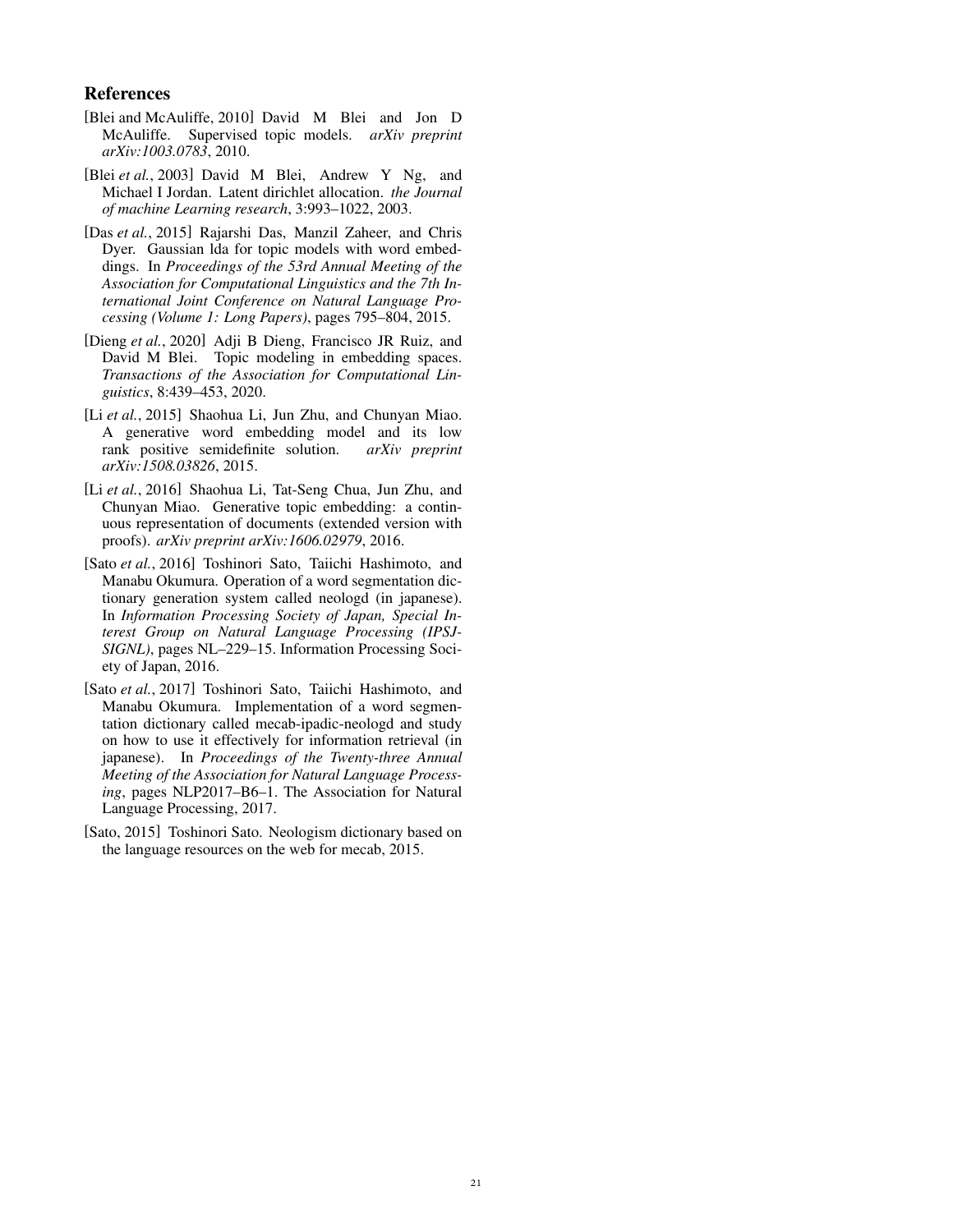## References

[Blei and McAuliffe, 2010] David M Blei and Jon D McAuliffe. Supervised topic models. *arXiv preprint arXiv:1003.0783*, 2010.

[Blei *et al.*, 2003] David M Blei, Andrew Y Ng, and Michael I Jordan. Latent dirichlet allocation. *the Journal of machine Learning research*, 3:993–1022, 2003.

[Das *et al.*, 2015] Rajarshi Das, Manzil Zaheer, and Chris Dyer. Gaussian lda for topic models with word embeddings. In *Proceedings of the 53rd Annual Meeting of the Association for Computational Linguistics and the 7th International Joint Conference on Natural Language Processing (Volume 1: Long Papers)*, pages 795–804, 2015.

[Dieng *et al.*, 2020] Adji B Dieng, Francisco JR Ruiz, and David M Blei. Topic modeling in embedding spaces. *Transactions of the Association for Computational Linguistics*, 8:439–453, 2020.

[Li *et al.*, 2015] Shaohua Li, Jun Zhu, and Chunyan Miao. A generative word embedding model and its low rank positive semidefinite solution. *arXiv preprint arXiv:1508.03826*, 2015.

[Li *et al.*, 2016] Shaohua Li, Tat-Seng Chua, Jun Zhu, and Chunyan Miao. Generative topic embedding: a continuous representation of documents (extended version with proofs). *arXiv preprint arXiv:1606.02979*, 2016.

[Sato *et al.*, 2016] Toshinori Sato, Taiichi Hashimoto, and Manabu Okumura. Operation of a word segmentation dictionary generation system called neologd (in japanese). In *Information Processing Society of Japan, Special Interest Group on Natural Language Processing (IPSJ-SIGNL)*, pages NL–229–15. Information Processing Society of Japan, 2016.

[Sato *et al.*, 2017] Toshinori Sato, Taiichi Hashimoto, and Manabu Okumura. Implementation of a word segmentation dictionary called mecab-ipadic-neologd and study on how to use it effectively for information retrieval (in japanese). In *Proceedings of the Twenty-three Annual Meeting of the Association for Natural Language Processing*, pages NLP2017–B6–1. The Association for Natural Language Processing, 2017.

[Sato, 2015] Toshinori Sato. Neologism dictionary based on the language resources on the web for mecab, 2015.